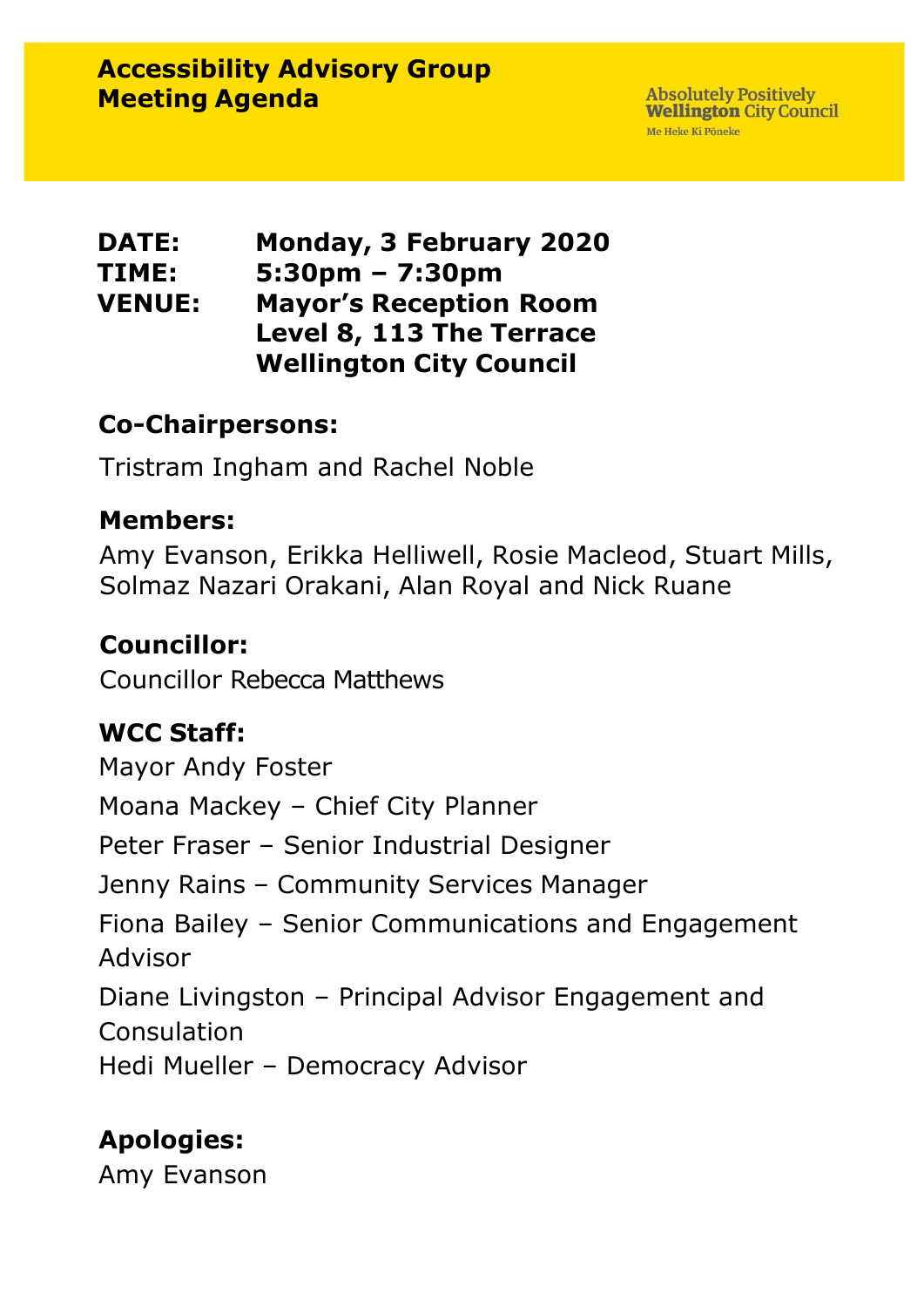# Accessibility Advisory Group Meeting Agenda

Absolutely Positively **Wellington** City Council
Me Heke Ki Pōneke

**DATE:** Monday, 3 February 2020
**TIME:** 5:30pm – 7:30pm
**VENUE:** Mayor's Reception Room
Level 8, 113 The Terrace
Wellington City Council

## Co-Chairpersons:

Tristram Ingham and Rachel Noble

## Members:

Amy Evanson, Erikka Helliwell, Rosie Macleod, Stuart Mills, Solmaz Nazari Orakani, Alan Royal and Nick Ruane

## Councillor:

Councillor Rebecca Matthews

## WCC Staff:

Mayor Andy Foster

Moana Mackey – Chief City Planner

Peter Fraser – Senior Industrial Designer

Jenny Rains – Community Services Manager

Fiona Bailey – Senior Communications and Engagement Advisor

Diane Livingston – Principal Advisor Engagement and Consulation

Hedi Mueller – Democracy Advisor

## Apologies:

Amy Evanson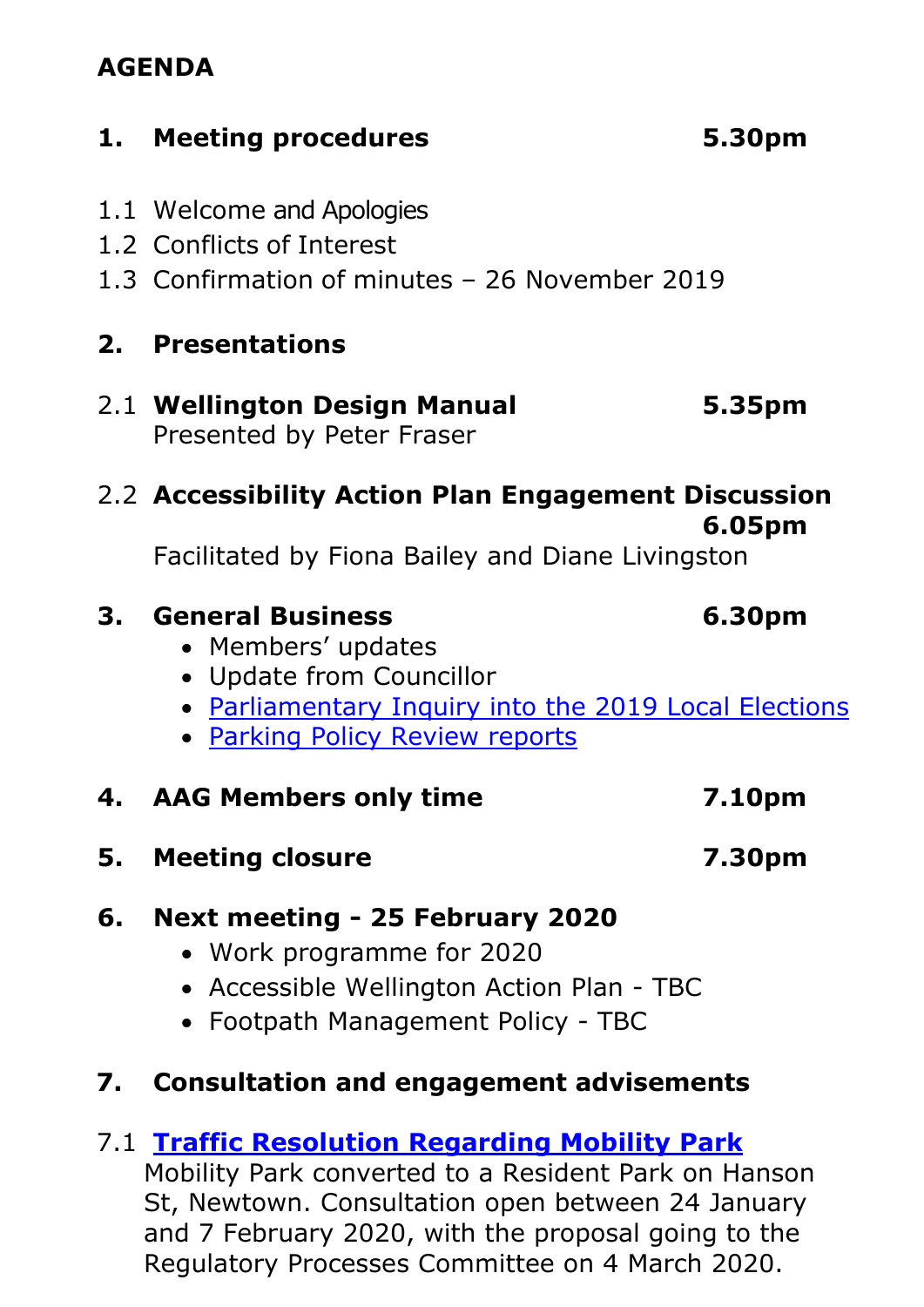# AGENDA

## 1. Meeting procedures 5.30pm

1.1 Welcome and Apologies
1.2 Conflicts of Interest
1.3 Confirmation of minutes – 26 November 2019

## 2. Presentations

2.1 **Wellington Design Manual** **5.35pm**
Presented by Peter Fraser

2.2 **Accessibility Action Plan Engagement Discussion** **6.05pm**
Facilitated by Fiona Bailey and Diane Livingston

## 3. General Business 6.30pm

- Members' updates
- Update from Councillor
- Parliamentary Inquiry into the 2019 Local Elections
- Parking Policy Review reports

## 4. AAG Members only time 7.10pm

## 5. Meeting closure 7.30pm

## 6. Next meeting - 25 February 2020

- Work programme for 2020
- Accessible Wellington Action Plan - TBC
- Footpath Management Policy - TBC

## 7. Consultation and engagement advisements

7.1 **Traffic Resolution Regarding Mobility Park**
Mobility Park converted to a Resident Park on Hanson St, Newtown. Consultation open between 24 January and 7 February 2020, with the proposal going to the Regulatory Processes Committee on 4 March 2020.